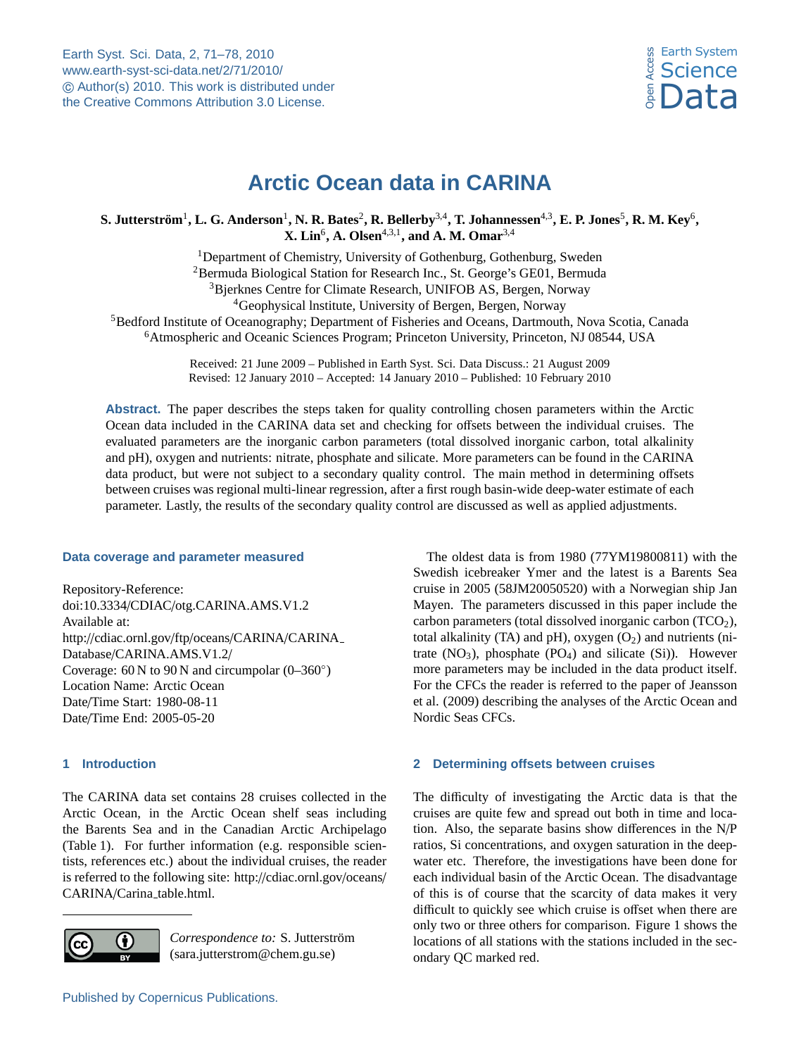# Arctic Ocean data in CARINA

**S. Jutterström[1], L. G. Anderson[1], N. R. Bates[2], R. Bellerby[3,4], T. Johannessen[4,3], E. P. Jones[5], R. M. Key[6], X. Lin[6], A. Olsen[4,3,1], and A. M. Omar[3,4]**

[1]Department of Chemistry, University of Gothenburg, Gothenburg, Sweden
[2]Bermuda Biological Station for Research Inc., St. George's GE01, Bermuda
[3]Bjerknes Centre for Climate Research, UNIFOB AS, Bergen, Norway
[4]Geophysical lnstitute, University of Bergen, Bergen, Norway
[5]Bedford Institute of Oceanography; Department of Fisheries and Oceans, Dartmouth, Nova Scotia, Canada
[6]Atmospheric and Oceanic Sciences Program; Princeton University, Princeton, NJ 08544, USA

Received: 21 June 2009 – Published in Earth Syst. Sci. Data Discuss.: 21 August 2009
Revised: 12 January 2010 – Accepted: 14 January 2010 – Published: 10 February 2010

**Abstract.** The paper describes the steps taken for quality controlling chosen parameters within the Arctic Ocean data included in the CARINA data set and checking for offsets between the individual cruises. The evaluated parameters are the inorganic carbon parameters (total dissolved inorganic carbon, total alkalinity and pH), oxygen and nutrients: nitrate, phosphate and silicate. More parameters can be found in the CARINA data product, but were not subject to a secondary quality control. The main method in determining offsets between cruises was regional multi-linear regression, after a first rough basin-wide deep-water estimate of each parameter. Lastly, the results of the secondary quality control are discussed as well as applied adjustments.

## Data coverage and parameter measured

Repository-Reference:
doi:10.3334/CDIAC/otg.CARINA.AMS.V1.2
Available at:
http://cdiac.ornl.gov/ftp/oceans/CARINA/CARINA_Database/CARINA.AMS.V1.2/
Coverage: 60 N to 90 N and circumpolar (0–360°)
Location Name: Arctic Ocean
Date/Time Start: 1980-08-11
Date/Time End: 2005-05-20

## 1 Introduction

The CARINA data set contains 28 cruises collected in the Arctic Ocean, in the Arctic Ocean shelf seas including the Barents Sea and in the Canadian Arctic Archipelago (Table 1). For further information (e.g. responsible scientists, references etc.) about the individual cruises, the reader is referred to the following site: http://cdiac.ornl.gov/oceans/CARINA/Carina_table.html.

The oldest data is from 1980 (77YM19800811) with the Swedish icebreaker Ymer and the latest is a Barents Sea cruise in 2005 (58JM20050520) with a Norwegian ship Jan Mayen. The parameters discussed in this paper include the carbon parameters (total dissolved inorganic carbon ($TCO_2$), total alkalinity (TA) and pH), oxygen ($O_2$) and nutrients (nitrate ($NO_3$), phosphate ($PO_4$) and silicate (Si)). However more parameters may be included in the data product itself. For the CFCs the reader is referred to the paper of Jeansson et al. (2009) describing the analyses of the Arctic Ocean and Nordic Seas CFCs.

## 2 Determining offsets between cruises

The difficulty of investigating the Arctic data is that the cruises are quite few and spread out both in time and location. Also, the separate basins show differences in the N/P ratios, Si concentrations, and oxygen saturation in the deep-water etc. Therefore, the investigations have been done for each individual basin of the Arctic Ocean. The disadvantage of this is of course that the scarcity of data makes it very difficult to quickly see which cruise is offset when there are only two or three others for comparison. Figure 1 shows the locations of all stations with the stations included in the secondary QC marked red.

*Correspondence to:* S. Jutterström (sara.jutterstrom@chem.gu.se)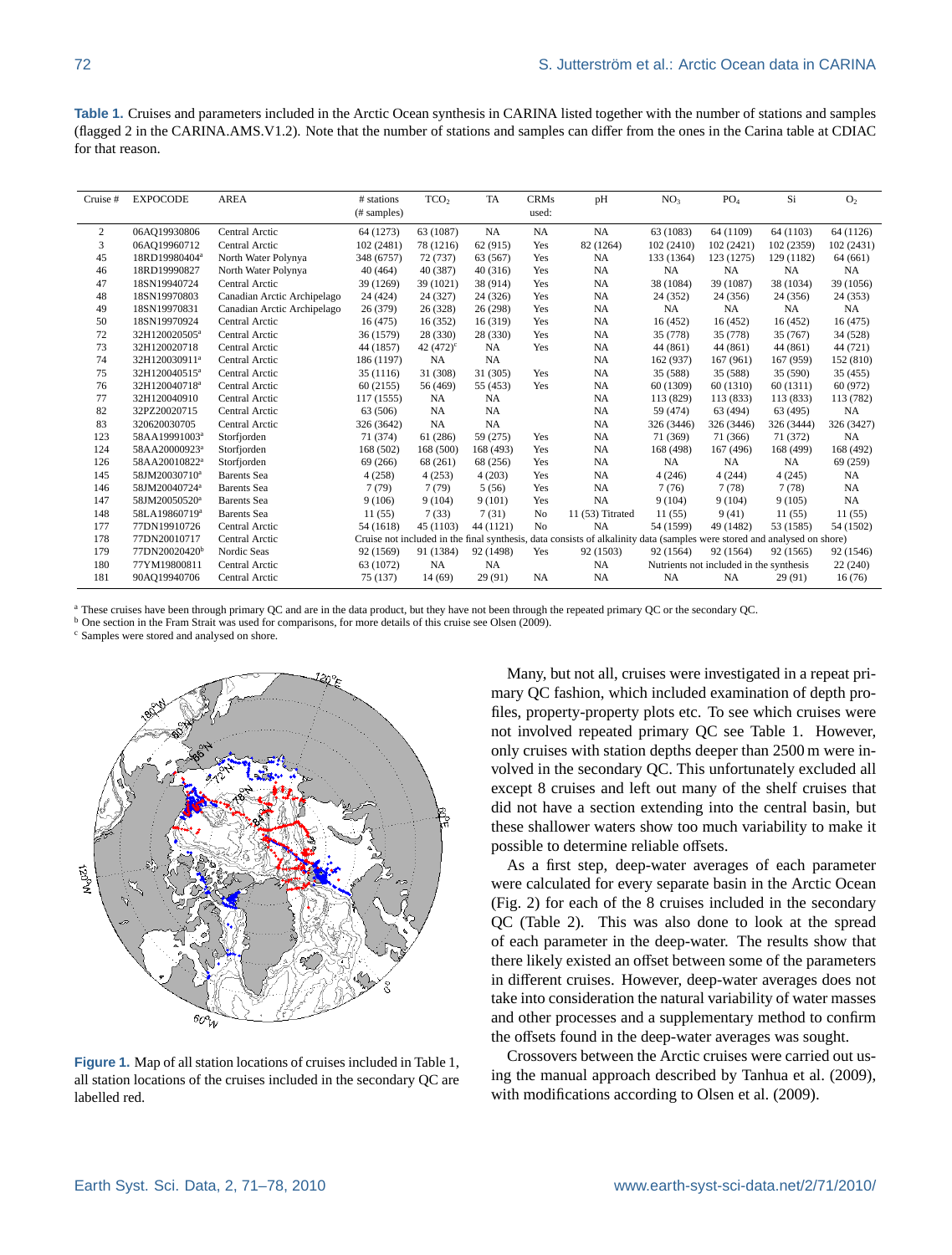**Table 1.** Cruises and parameters included in the Arctic Ocean synthesis in CARINA listed together with the number of stations and samples (flagged 2 in the CARINA.AMS.V1.2). Note that the number of stations and samples can differ from the ones in the Carina table at CDIAC for that reason.

| Cruise # | EXPOCODE | AREA | # stations (# samples) | $TCO_2$ | TA | CRMs used: | pH | $NO_3$ | $PO_4$ | Si | $O_2$ |
|---|---|---|---|---|---|---|---|---|---|---|---|
| 2 | 06AQ19930806 | Central Arctic | 64 (1273) | 63 (1087) | NA | NA | NA | 63 (1083) | 64 (1109) | 64 (1103) | 64 (1126) |
| 3 | 06AQ19960712 | Central Arctic | 102 (2481) | 78 (1216) | 62 (915) | Yes | 82 (1264) | 102 (2410) | 102 (2421) | 102 (2359) | 102 (2431) |
| 45 | 18RD19980404[a] | North Water Polynya | 348 (6757) | 72 (737) | 63 (567) | Yes | NA | 133 (1364) | 123 (1275) | 129 (1182) | 64 (661) |
| 46 | 18RD19990827 | North Water Polynya | 40 (464) | 40 (387) | 40 (316) | Yes | NA | NA | NA | NA | NA |
| 47 | 18SN19940724 | Central Arctic | 39 (1269) | 39 (1021) | 38 (914) | Yes | NA | 38 (1084) | 39 (1087) | 38 (1034) | 39 (1056) |
| 48 | 18SN19970803 | Canadian Arctic Archipelago | 24 (424) | 24 (327) | 24 (326) | Yes | NA | 24 (352) | 24 (356) | 24 (356) | 24 (353) |
| 49 | 18SN19970831 | Canadian Arctic Archipelago | 26 (379) | 26 (328) | 26 (298) | Yes | NA | NA | NA | NA | NA |
| 50 | 18SN19970924 | Central Arctic | 16 (475) | 16 (352) | 16 (319) | Yes | NA | 16 (452) | 16 (452) | 16 (452) | 16 (475) |
| 72 | 32H120020505[a] | Central Arctic | 36 (1579) | 28 (330) | 28 (330) | Yes | NA | 35 (778) | 35 (778) | 35 (767) | 34 (528) |
| 73 | 32H120020718 | Central Arctic | 44 (1857) | 42 (472)[c] | NA | Yes | NA | 44 (861) | 44 (861) | 44 (861) | 44 (721) |
| 74 | 32H120030911[a] | Central Arctic | 186 (1197) | NA | NA | | NA | 162 (937) | 167 (961) | 167 (959) | 152 (810) |
| 75 | 32H120040515[a] | Central Arctic | 35 (1116) | 31 (308) | 31 (305) | Yes | NA | 35 (588) | 35 (588) | 35 (590) | 35 (455) |
| 76 | 32H120040718[a] | Central Arctic | 60 (2155) | 56 (469) | 55 (453) | Yes | NA | 60 (1309) | 60 (1310) | 60 (1311) | 60 (972) |
| 77 | 32H120040910 | Central Arctic | 117 (1555) | NA | NA | | NA | 113 (829) | 113 (833) | 113 (833) | 113 (782) |
| 82 | 32PZ20020715 | Central Arctic | 63 (506) | NA | NA | | NA | 59 (474) | 63 (494) | 63 (495) | NA |
| 83 | 320620030705 | Central Arctic | 326 (3642) | NA | NA | | NA | 326 (3446) | 326 (3446) | 326 (3444) | 326 (3427) |
| 123 | 58AA19991003[a] | Storfjorden | 71 (374) | 61 (286) | 59 (275) | Yes | NA | 71 (369) | 71 (366) | 71 (372) | NA |
| 124 | 58AA20000923[a] | Storfjorden | 168 (502) | 168 (500) | 168 (493) | Yes | NA | 168 (498) | 167 (496) | 168 (499) | 168 (492) |
| 126 | 58AA20010822[a] | Storfjorden | 69 (266) | 68 (261) | 68 (256) | Yes | NA | NA | NA | NA | 69 (259) |
| 145 | 58JM20030710[a] | Barents Sea | 4 (258) | 4 (253) | 4 (203) | Yes | NA | 4 (246) | 4 (244) | 4 (245) | NA |
| 146 | 58JM20040724[a] | Barents Sea | 7 (79) | 7 (79) | 5 (56) | Yes | NA | 7 (76) | 7 (78) | 7 (78) | NA |
| 147 | 58JM20050520[a] | Barents Sea | 9 (106) | 9 (104) | 9 (101) | Yes | NA | 9 (104) | 9 (104) | 9 (105) | NA |
| 148 | 58LA19860719[a] | Barents Sea | 11 (55) | 7 (33) | 7 (31) | No | 11 (53) Titrated | 11 (55) | 9 (41) | 11 (55) | 11 (55) |
| 177 | 77DN19910726 | Central Arctic | 54 (1618) | 45 (1103) | 44 (1121) | No | NA | 54 (1599) | 49 (1482) | 53 (1585) | 54 (1502) |
| 178 | 77DN20010717 | Central Arctic | Cruise not included in the final synthesis, data consists of alkalinity data (samples were stored and analysed on shore) | | | | | | | | |
| 179 | 77DN20020420[b] | Nordic Seas | 92 (1569) | 91 (1384) | 92 (1498) | Yes | 92 (1503) | 92 (1564) | 92 (1564) | 92 (1565) | 92 (1546) |
| 180 | 77YM19800811 | Central Arctic | 63 (1072) | NA | NA | | NA | Nutrients not included in the synthesis | | | 22 (240) |
| 181 | 90AQ19940706 | Central Arctic | 75 (137) | 14 (69) | 29 (91) | NA | NA | NA | NA | 29 (91) | 16 (76) |

[a] These cruises have been through primary QC and are in the data product, but they have not been through the repeated primary QC or the secondary QC.
[b] One section in the Fram Strait was used for comparisons, for more details of this cruise see Olsen (2009).
[c] Samples were stored and analysed on shore.

**Figure 1.** Map of all station locations of cruises included in Table 1, all station locations of the cruises included in the secondary QC are labelled red.

Many, but not all, cruises were investigated in a repeat primary QC fashion, which included examination of depth profiles, property-property plots etc. To see which cruises were not involved repeated primary QC see Table 1. However, only cruises with station depths deeper than 2500 m were involved in the secondary QC. This unfortunately excluded all except 8 cruises and left out many of the shelf cruises that did not have a section extending into the central basin, but these shallower waters show too much variability to make it possible to determine reliable offsets.

As a first step, deep-water averages of each parameter were calculated for every separate basin in the Arctic Ocean (Fig. 2) for each of the 8 cruises included in the secondary QC (Table 2). This was also done to look at the spread of each parameter in the deep-water. The results show that there likely existed an offset between some of the parameters in different cruises. However, deep-water averages does not take into consideration the natural variability of water masses and other processes and a supplementary method to confirm the offsets found in the deep-water averages was sought.

Crossovers between the Arctic cruises were carried out using the manual approach described by Tanhua et al. (2009), with modifications according to Olsen et al. (2009).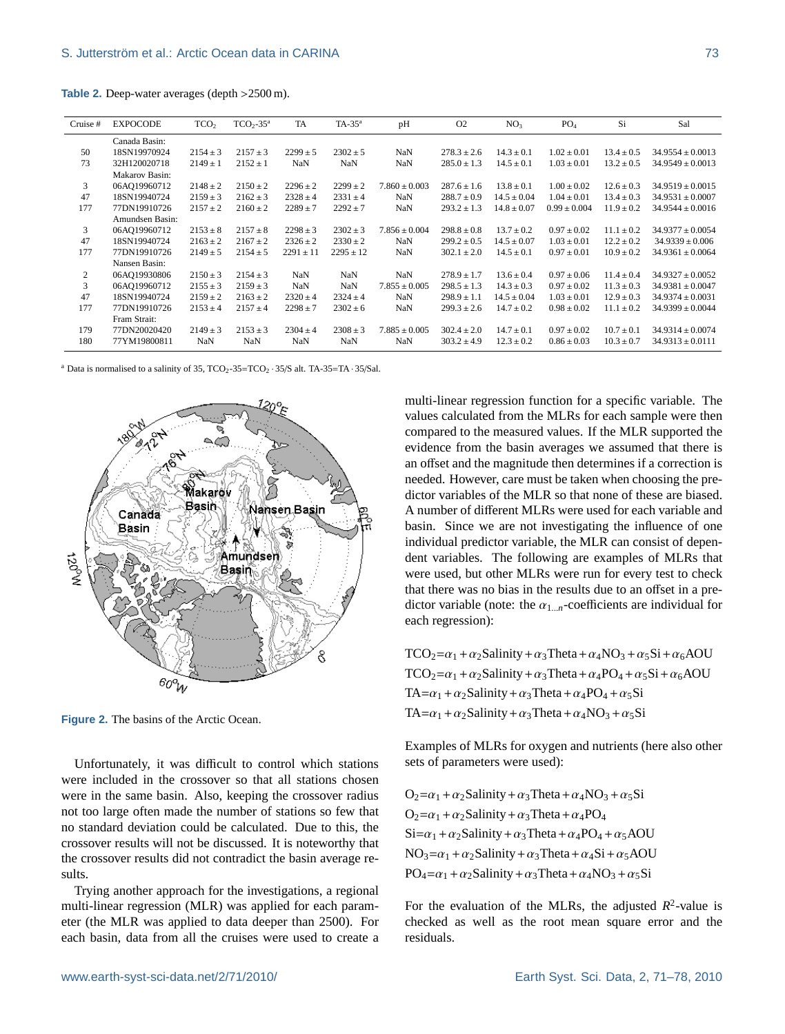**Table 2.** Deep-water averages (depth >2500 m).

| Cruise # | EXPOCODE | $TCO_2$ | $TCO_2$-35[a] | TA | TA-35[a] | pH | O2 | $NO_3$ | $PO_4$ | Si | Sal |
|---|---|---|---|---|---|---|---|---|---|---|---|
| | Canada Basin: | | | | | | | | | | |
| 50 | 18SN19970924 | 2154 ± 3 | 2157 ± 3 | 2299 ± 5 | 2302 ± 5 | NaN | 278.3 ± 2.6 | 14.3 ± 0.1 | 1.02 ± 0.01 | 13.4 ± 0.5 | 34.9554 ± 0.0013 |
| 73 | 32H120020718 | 2149 ± 1 | 2152 ± 1 | NaN | NaN | NaN | 285.0 ± 1.3 | 14.5 ± 0.1 | 1.03 ± 0.01 | 13.2 ± 0.5 | 34.9549 ± 0.0013 |
| | Makarov Basin: | | | | | | | | | | |
| 3 | 06AQ19960712 | 2148 ± 2 | 2150 ± 2 | 2296 ± 2 | 2299 ± 2 | 7.860 ± 0.003 | 287.6 ± 1.6 | 13.8 ± 0.1 | 1.00 ± 0.02 | 12.6 ± 0.3 | 34.9519 ± 0.0015 |
| 47 | 18SN19940724 | 2159 ± 3 | 2162 ± 3 | 2328 ± 4 | 2331 ± 4 | NaN | 288.7 ± 0.9 | 14.5 ± 0.04 | 1.04 ± 0.01 | 13.4 ± 0.3 | 34.9531 ± 0.0007 |
| 177 | 77DN19910726 | 2157 ± 2 | 2160 ± 2 | 2289 ± 7 | 2292 ± 7 | NaN | 293.2 ± 1.3 | 14.8 ± 0.07 | 0.99 ± 0.004 | 11.9 ± 0.2 | 34.9544 ± 0.0016 |
| | Amundsen Basin: | | | | | | | | | | |
| 3 | 06AQ19960712 | 2153 ± 8 | 2157 ± 8 | 2298 ± 3 | 2302 ± 3 | 7.856 ± 0.004 | 298.8 ± 0.8 | 13.7 ± 0.2 | 0.97 ± 0.02 | 11.1 ± 0.2 | 34.9377 ± 0.0054 |
| 47 | 18SN19940724 | 2163 ± 2 | 2167 ± 2 | 2326 ± 2 | 2330 ± 2 | NaN | 299.2 ± 0.5 | 14.5 ± 0.07 | 1.03 ± 0.01 | 12.2 ± 0.2 | 34.9339 ± 0.006 |
| 177 | 77DN19910726 | 2149 ± 5 | 2154 ± 5 | 2291 ± 11 | 2295 ± 12 | NaN | 302.1 ± 2.0 | 14.5 ± 0.1 | 0.97 ± 0.01 | 10.9 ± 0.2 | 34.9361 ± 0.0064 |
| | Nansen Basin: | | | | | | | | | | |
| 2 | 06AQ19930806 | 2150 ± 3 | 2154 ± 3 | NaN | NaN | NaN | 278.9 ± 1.7 | 13.6 ± 0.4 | 0.97 ± 0.06 | 11.4 ± 0.4 | 34.9327 ± 0.0052 |
| 3 | 06AQ19960712 | 2155 ± 3 | 2159 ± 3 | NaN | NaN | 7.855 ± 0.005 | 298.5 ± 1.3 | 14.3 ± 0.3 | 0.97 ± 0.02 | 11.3 ± 0.3 | 34.9381 ± 0.0047 |
| 47 | 18SN19940724 | 2159 ± 2 | 2163 ± 2 | 2320 ± 4 | 2324 ± 4 | NaN | 298.9 ± 1.1 | 14.5 ± 0.04 | 1.03 ± 0.01 | 12.9 ± 0.3 | 34.9374 ± 0.0031 |
| 177 | 77DN19910726 | 2153 ± 4 | 2157 ± 4 | 2298 ± 7 | 2302 ± 6 | NaN | 299.3 ± 2.6 | 14.7 ± 0.2 | 0.98 ± 0.02 | 11.1 ± 0.2 | 34.9399 ± 0.0044 |
| | Fram Strait: | | | | | | | | | | |
| 179 | 77DN20020420 | 2149 ± 3 | 2153 ± 3 | 2304 ± 4 | 2308 ± 3 | 7.885 ± 0.005 | 302.4 ± 2.0 | 14.7 ± 0.1 | 0.97 ± 0.02 | 10.7 ± 0.1 | 34.9314 ± 0.0074 |
| 180 | 77YM19800811 | NaN | NaN | NaN | NaN | NaN | 303.2 ± 4.9 | 12.3 ± 0.2 | 0.86 ± 0.03 | 10.3 ± 0.7 | 34.9313 ± 0.0111 |

[a] Data is normalised to a salinity of 35, $TCO_2\text{-}35 = TCO_2 \cdot 35/S$ alt. $TA\text{-}35 = TA \cdot 35/Sal$.

**Figure 2.** The basins of the Arctic Ocean.

Unfortunately, it was difficult to control which stations were included in the crossover so that all stations chosen were in the same basin. Also, keeping the crossover radius not too large often made the number of stations so few that no standard deviation could be calculated. Due to this, the crossover results will not be discussed. It is noteworthy that the crossover results did not contradict the basin average results.

Trying another approach for the investigations, a regional multi-linear regression (MLR) was applied for each parameter (the MLR was applied to data deeper than 2500). For each basin, data from all the cruises were used to create a multi-linear regression function for a specific variable. The values calculated from the MLRs for each sample were then compared to the measured values. If the MLR supported the evidence from the basin averages we assumed that there is an offset and the magnitude then determines if a correction is needed. However, care must be taken when choosing the predictor variables of the MLR so that none of these are biased. A number of different MLRs were used for each variable and basin. Since we are not investigating the influence of one individual predictor variable, the MLR can consist of dependent variables. The following are examples of MLRs that were used, but other MLRs were run for every test to check that there was no bias in the results due to an offset in a predictor variable (note: the $\alpha_{1\ldots n}$-coefficients are individual for each regression):

$$TCO_2 = \alpha_1 + \alpha_2\text{Salinity} + \alpha_3\text{Theta} + \alpha_4 NO_3 + \alpha_5\text{Si} + \alpha_6\text{AOU}$$
$$TCO_2 = \alpha_1 + \alpha_2\text{Salinity} + \alpha_3\text{Theta} + \alpha_4 PO_4 + \alpha_5\text{Si} + \alpha_6\text{AOU}$$
$$TA = \alpha_1 + \alpha_2\text{Salinity} + \alpha_3\text{Theta} + \alpha_4 PO_4 + \alpha_5\text{Si}$$
$$TA = \alpha_1 + \alpha_2\text{Salinity} + \alpha_3\text{Theta} + \alpha_4 NO_3 + \alpha_5\text{Si}$$

Examples of MLRs for oxygen and nutrients (here also other sets of parameters were used):

$$O_2 = \alpha_1 + \alpha_2\text{Salinity} + \alpha_3\text{Theta} + \alpha_4 NO_3 + \alpha_5\text{Si}$$
$$O_2 = \alpha_1 + \alpha_2\text{Salinity} + \alpha_3\text{Theta} + \alpha_4 PO_4$$
$$\text{Si} = \alpha_1 + \alpha_2\text{Salinity} + \alpha_3\text{Theta} + \alpha_4 PO_4 + \alpha_5\text{AOU}$$
$$NO_3 = \alpha_1 + \alpha_2\text{Salinity} + \alpha_3\text{Theta} + \alpha_4\text{Si} + \alpha_5\text{AOU}$$
$$PO_4 = \alpha_1 + \alpha_2\text{Salinity} + \alpha_3\text{Theta} + \alpha_4 NO_3 + \alpha_5\text{Si}$$

For the evaluation of the MLRs, the adjusted $R^2$-value is checked as well as the root mean square error and the residuals.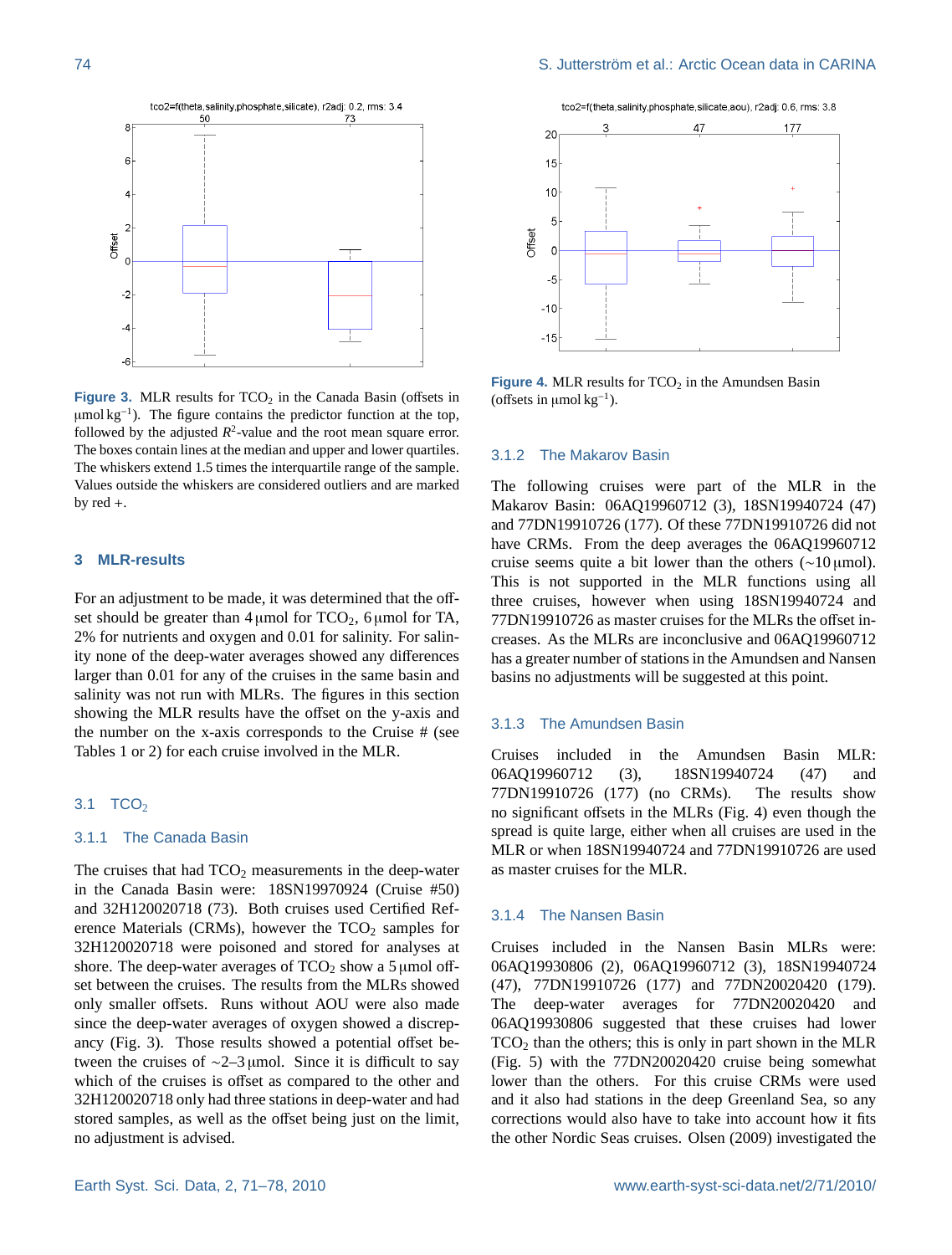Figure 3. MLR results for $TCO_2$ in the Canada Basin (offsets in μmol kg$^{-1}$). The figure contains the predictor function at the top, followed by the adjusted $R^2$-value and the root mean square error. The boxes contain lines at the median and upper and lower quartiles. The whiskers extend 1.5 times the interquartile range of the sample. Values outside the whiskers are considered outliers and are marked by red +.

Figure 4. MLR results for $TCO_2$ in the Amundsen Basin (offsets in μmol kg$^{-1}$).

## 3 MLR-results

For an adjustment to be made, it was determined that the offset should be greater than 4 μmol for $TCO_2$, 6 μmol for TA, 2% for nutrients and oxygen and 0.01 for salinity. For salinity none of the deep-water averages showed any differences larger than 0.01 for any of the cruises in the same basin and salinity was not run with MLRs. The figures in this section showing the MLR results have the offset on the y-axis and the number on the x-axis corresponds to the Cruise # (see Tables 1 or 2) for each cruise involved in the MLR.

### 3.1 $TCO_2$

#### 3.1.1 The Canada Basin

The cruises that had $TCO_2$ measurements in the deep-water in the Canada Basin were: 18SN19970924 (Cruise #50) and 32H120020718 (73). Both cruises used Certified Reference Materials (CRMs), however the $TCO_2$ samples for 32H120020718 were poisoned and stored for analyses at shore. The deep-water averages of $TCO_2$ show a 5 μmol offset between the cruises. The results from the MLRs showed only smaller offsets. Runs without AOU were also made since the deep-water averages of oxygen showed a discrepancy (Fig. 3). Those results showed a potential offset between the cruises of ~2–3 μmol. Since it is difficult to say which of the cruises is offset as compared to the other and 32H120020718 only had three stations in deep-water and had stored samples, as well as the offset being just on the limit, no adjustment is advised.

#### 3.1.2 The Makarov Basin

The following cruises were part of the MLR in the Makarov Basin: 06AQ19960712 (3), 18SN19940724 (47) and 77DN19910726 (177). Of these 77DN19910726 did not have CRMs. From the deep averages the 06AQ19960712 cruise seems quite a bit lower than the others (~10 μmol). This is not supported in the MLR functions using all three cruises, however when using 18SN19940724 and 77DN19910726 as master cruises for the MLRs the offset increases. As the MLRs are inconclusive and 06AQ19960712 has a greater number of stations in the Amundsen and Nansen basins no adjustments will be suggested at this point.

#### 3.1.3 The Amundsen Basin

Cruises included in the Amundsen Basin MLR: 06AQ19960712 (3), 18SN19940724 (47) and 77DN19910726 (177) (no CRMs). The results show no significant offsets in the MLRs (Fig. 4) even though the spread is quite large, either when all cruises are used in the MLR or when 18SN19940724 and 77DN19910726 are used as master cruises for the MLR.

#### 3.1.4 The Nansen Basin

Cruises included in the Nansen Basin MLRs were: 06AQ19930806 (2), 06AQ19960712 (3), 18SN19940724 (47), 77DN19910726 (177) and 77DN20020420 (179). The deep-water averages for 77DN20020420 and 06AQ19930806 suggested that these cruises had lower $TCO_2$ than the others; this is only in part shown in the MLR (Fig. 5) with the 77DN20020420 cruise being somewhat lower than the others. For this cruise CRMs were used and it also had stations in the deep Greenland Sea, so any corrections would also have to take into account how it fits the other Nordic Seas cruises. Olsen (2009) investigated the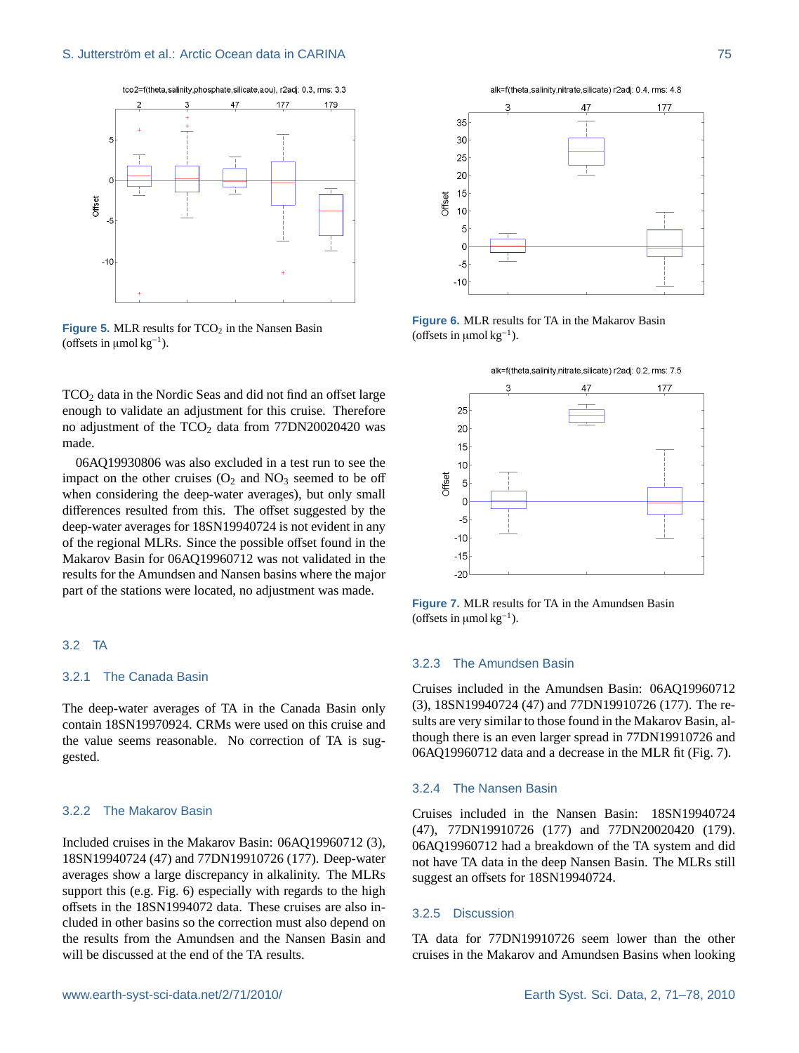**Figure 5.** MLR results for $TCO_2$ in the Nansen Basin (offsets in μmol $kg^{-1}$).

**Figure 6.** MLR results for TA in the Makarov Basin (offsets in μmol $kg^{-1}$).

**Figure 7.** MLR results for TA in the Amundsen Basin (offsets in μmol $kg^{-1}$).

$TCO_2$ data in the Nordic Seas and did not find an offset large enough to validate an adjustment for this cruise. Therefore no adjustment of the $TCO_2$ data from 77DN20020420 was made.

06AQ19930806 was also excluded in a test run to see the impact on the other cruises ($O_2$ and $NO_3$ seemed to be off when considering the deep-water averages), but only small differences resulted from this. The offset suggested by the deep-water averages for 18SN19940724 is not evident in any of the regional MLRs. Since the possible offset found in the Makarov Basin for 06AQ19960712 was not validated in the results for the Amundsen and Nansen basins where the major part of the stations were located, no adjustment was made.

## 3.2 TA

### 3.2.1 The Canada Basin

The deep-water averages of TA in the Canada Basin only contain 18SN19970924. CRMs were used on this cruise and the value seems reasonable. No correction of TA is suggested.

### 3.2.2 The Makarov Basin

Included cruises in the Makarov Basin: 06AQ19960712 (3), 18SN19940724 (47) and 77DN19910726 (177). Deep-water averages show a large discrepancy in alkalinity. The MLRs support this (e.g. Fig. 6) especially with regards to the high offsets in the 18SN1994072 data. These cruises are also included in other basins so the correction must also depend on the results from the Amundsen and the Nansen Basin and will be discussed at the end of the TA results.

### 3.2.3 The Amundsen Basin

Cruises included in the Amundsen Basin: 06AQ19960712 (3), 18SN19940724 (47) and 77DN19910726 (177). The results are very similar to those found in the Makarov Basin, although there is an even larger spread in 77DN19910726 and 06AQ19960712 data and a decrease in the MLR fit (Fig. 7).

### 3.2.4 The Nansen Basin

Cruises included in the Nansen Basin: 18SN19940724 (47), 77DN19910726 (177) and 77DN20020420 (179). 06AQ19960712 had a breakdown of the TA system and did not have TA data in the deep Nansen Basin. The MLRs still suggest an offsets for 18SN19940724.

### 3.2.5 Discussion

TA data for 77DN19910726 seem lower than the other cruises in the Makarov and Amundsen Basins when looking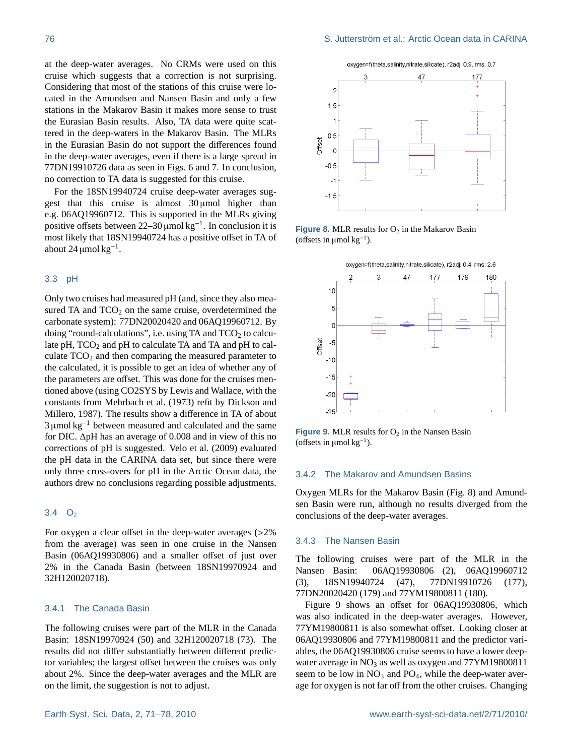at the deep-water averages. No CRMs were used on this cruise which suggests that a correction is not surprising. Considering that most of the stations of this cruise were located in the Amundsen and Nansen Basin and only a few stations in the Makarov Basin it makes more sense to trust the Eurasian Basin results. Also, TA data were quite scattered in the deep-waters in the Makarov Basin. The MLRs in the Eurasian Basin do not support the differences found in the deep-water averages, even if there is a large spread in 77DN19910726 data as seen in Figs. 6 and 7. In conclusion, no correction to TA data is suggested for this cruise.

For the 18SN19940724 cruise deep-water averages suggest that this cruise is almost 30 µmol higher than e.g. 06AQ19960712. This is supported in the MLRs giving positive offsets between 22–30 µmol kg$^{-1}$. In conclusion it is most likely that 18SN19940724 has a positive offset in TA of about 24 µmol kg$^{-1}$.

### 3.3 pH

Only two cruises had measured pH (and, since they also measured TA and $TCO_2$ on the same cruise, overdetermined the carbonate system): 77DN20020420 and 06AQ19960712. By doing "round-calculations", i.e. using TA and $TCO_2$ to calculate pH, $TCO_2$ and pH to calculate TA and TA and pH to calculate $TCO_2$ and then comparing the measured parameter to the calculated, it is possible to get an idea of whether any of the parameters are offset. This was done for the cruises mentioned above (using CO2SYS by Lewis and Wallace, with the constants from Mehrbach et al. (1973) refit by Dickson and Millero, 1987). The results show a difference in TA of about 3 µmol kg$^{-1}$ between measured and calculated and the same for DIC. ΔpH has an average of 0.008 and in view of this no corrections of pH is suggested. Velo et al. (2009) evaluated the pH data in the CARINA data set, but since there were only three cross-overs for pH in the Arctic Ocean data, the authors drew no conclusions regarding possible adjustments.

### 3.4 $O_2$

For oxygen a clear offset in the deep-water averages (>2% from the average) was seen in one cruise in the Nansen Basin (06AQ19930806) and a smaller offset of just over 2% in the Canada Basin (between 18SN19970924 and 32H120020718).

#### 3.4.1 The Canada Basin

The following cruises were part of the MLR in the Canada Basin: 18SN19970924 (50) and 32H120020718 (73). The results did not differ substantially between different predictor variables; the largest offset between the cruises was only about 2%. Since the deep-water averages and the MLR are on the limit, the suggestion is not to adjust.

**Figure 8.** MLR results for $O_2$ in the Makarov Basin (offsets in µmol kg$^{-1}$).

**Figure 9.** MLR results for $O_2$ in the Nansen Basin (offsets in µmol kg$^{-1}$).

#### 3.4.2 The Makarov and Amundsen Basins

Oxygen MLRs for the Makarov Basin (Fig. 8) and Amundsen Basin were run, although no results diverged from the conclusions of the deep-water averages.

#### 3.4.3 The Nansen Basin

The following cruises were part of the MLR in the Nansen Basin: 06AQ19930806 (2), 06AQ19960712 (3), 18SN19940724 (47), 77DN19910726 (177), 77DN20020420 (179) and 77YM19800811 (180).

Figure 9 shows an offset for 06AQ19930806, which was also indicated in the deep-water averages. However, 77YM19800811 is also somewhat offset. Looking closer at 06AQ19930806 and 77YM19800811 and the predictor variables, the 06AQ19930806 cruise seems to have a lower deep-water average in $NO_3$ as well as oxygen and 77YM19800811 seem to be low in $NO_3$ and $PO_4$, while the deep-water average for oxygen is not far off from the other cruises. Changing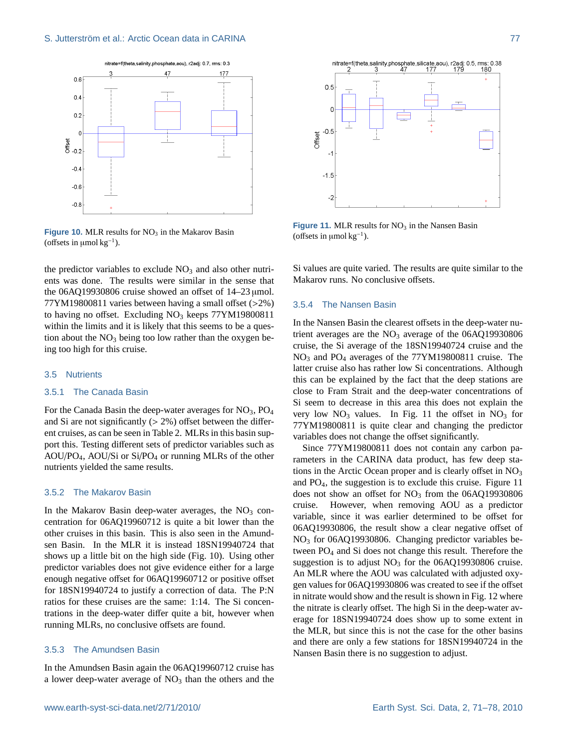Figure 10. MLR results for $NO_3$ in the Makarov Basin (offsets in µmol $kg^{-1}$).

Figure 11. MLR results for $NO_3$ in the Nansen Basin (offsets in µmol $kg^{-1}$).

the predictor variables to exclude $NO_3$ and also other nutrients was done. The results were similar in the sense that the 06AQ19930806 cruise showed an offset of 14–23 µmol. 77YM19800811 varies between having a small offset (>2%) to having no offset. Excluding $NO_3$ keeps 77YM19800811 within the limits and it is likely that this seems to be a question about the $NO_3$ being too low rather than the oxygen being too high for this cruise.

## 3.5 Nutrients

### 3.5.1 The Canada Basin

For the Canada Basin the deep-water averages for $NO_3$, $PO_4$ and Si are not significantly (> 2%) offset between the different cruises, as can be seen in Table 2. MLRs in this basin support this. Testing different sets of predictor variables such as AOU/$PO_4$, AOU/Si or Si/$PO_4$ or running MLRs of the other nutrients yielded the same results.

### 3.5.2 The Makarov Basin

In the Makarov Basin deep-water averages, the $NO_3$ concentration for 06AQ19960712 is quite a bit lower than the other cruises in this basin. This is also seen in the Amundsen Basin. In the MLR it is instead 18SN19940724 that shows up a little bit on the high side (Fig. 10). Using other predictor variables does not give evidence either for a large enough negative offset for 06AQ19960712 or positive offset for 18SN19940724 to justify a correction of data. The P:N ratios for these cruises are the same: 1:14. The Si concentrations in the deep-water differ quite a bit, however when running MLRs, no conclusive offsets are found.

### 3.5.3 The Amundsen Basin

In the Amundsen Basin again the 06AQ19960712 cruise has a lower deep-water average of $NO_3$ than the others and the Si values are quite varied. The results are quite similar to the Makarov runs. No conclusive offsets.

### 3.5.4 The Nansen Basin

In the Nansen Basin the clearest offsets in the deep-water nutrient averages are the $NO_3$ average of the 06AQ19930806 cruise, the Si average of the 18SN19940724 cruise and the $NO_3$ and $PO_4$ averages of the 77YM19800811 cruise. The latter cruise also has rather low Si concentrations. Although this can be explained by the fact that the deep stations are close to Fram Strait and the deep-water concentrations of Si seem to decrease in this area this does not explain the very low $NO_3$ values. In Fig. 11 the offset in $NO_3$ for 77YM19800811 is quite clear and changing the predictor variables does not change the offset significantly.

Since 77YM19800811 does not contain any carbon parameters in the CARINA data product, has few deep stations in the Arctic Ocean proper and is clearly offset in $NO_3$ and $PO_4$, the suggestion is to exclude this cruise. Figure 11 does not show an offset for $NO_3$ from the 06AQ19930806 cruise. However, when removing AOU as a predictor variable, since it was earlier determined to be offset for 06AQ19930806, the result show a clear negative offset of $NO_3$ for 06AQ19930806. Changing predictor variables between $PO_4$ and Si does not change this result. Therefore the suggestion is to adjust $NO_3$ for the 06AQ19930806 cruise. An MLR where the AOU was calculated with adjusted oxygen values for 06AQ19930806 was created to see if the offset in nitrate would show and the result is shown in Fig. 12 where the nitrate is clearly offset. The high Si in the deep-water average for 18SN19940724 does show up to some extent in the MLR, but since this is not the case for the other basins and there are only a few stations for 18SN19940724 in the Nansen Basin there is no suggestion to adjust.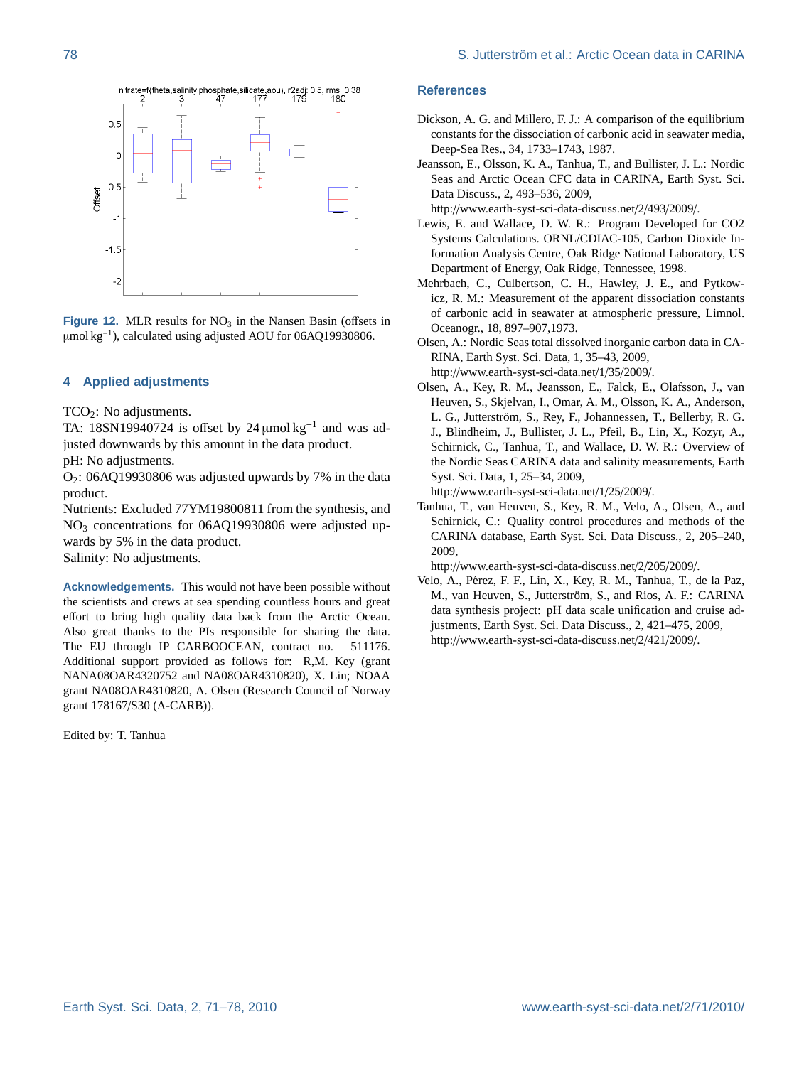nitrate=f(theta,salinity,phosphate,silicate,aou), r2adj: 0.5, rms: 0.38

2 3 47 177 179 180

0.5
0
-0.5
-1
-1.5
-2

Offset

Figure 12. MLR results for $NO_3$ in the Nansen Basin (offsets in µmol $kg^{-1}$), calculated using adjusted AOU for 06AQ19930806.

## 4 Applied adjustments

$TCO_2$: No adjustments.
TA: 18SN19940724 is offset by 24 µmol $kg^{-1}$ and was adjusted downwards by this amount in the data product.
pH: No adjustments.
$O_2$: 06AQ19930806 was adjusted upwards by 7% in the data product.
Nutrients: Excluded 77YM19800811 from the synthesis, and $NO_3$ concentrations for 06AQ19930806 were adjusted upwards by 5% in the data product.
Salinity: No adjustments.

**Acknowledgements.** This would not have been possible without the scientists and crews at sea spending countless hours and great effort to bring high quality data back from the Arctic Ocean. Also great thanks to the PIs responsible for sharing the data. The EU through IP CARBOOCEAN, contract no. 511176. Additional support provided as follows for: R,M. Key (grant NANA08OAR4320752 and NA08OAR4310820), X. Lin; NOAA grant NA08OAR4310820, A. Olsen (Research Council of Norway grant 178167/S30 (A-CARB)).

Edited by: T. Tanhua

## References

Dickson, A. G. and Millero, F. J.: A comparison of the equilibrium constants for the dissociation of carbonic acid in seawater media, Deep-Sea Res., 34, 1733–1743, 1987.

Jeansson, E., Olsson, K. A., Tanhua, T., and Bullister, J. L.: Nordic Seas and Arctic Ocean CFC data in CARINA, Earth Syst. Sci. Data Discuss., 2, 493–536, 2009, http://www.earth-syst-sci-data-discuss.net/2/493/2009/.

Lewis, E. and Wallace, D. W. R.: Program Developed for CO2 Systems Calculations. ORNL/CDIAC-105, Carbon Dioxide Information Analysis Centre, Oak Ridge National Laboratory, US Department of Energy, Oak Ridge, Tennessee, 1998.

Mehrbach, C., Culbertson, C. H., Hawley, J. E., and Pytkowicz, R. M.: Measurement of the apparent dissociation constants of carbonic acid in seawater at atmospheric pressure, Limnol. Oceanogr., 18, 897–907,1973.

Olsen, A.: Nordic Seas total dissolved inorganic carbon data in CARINA, Earth Syst. Sci. Data, 1, 35–43, 2009, http://www.earth-syst-sci-data.net/1/35/2009/.

Olsen, A., Key, R. M., Jeansson, E., Falck, E., Olafsson, J., van Heuven, S., Skjelvan, I., Omar, A. M., Olsson, K. A., Anderson, L. G., Jutterström, S., Rey, F., Johannessen, T., Bellerby, R. G. J., Blindheim, J., Bullister, J. L., Pfeil, B., Lin, X., Kozyr, A., Schirnick, C., Tanhua, T., and Wallace, D. W. R.: Overview of the Nordic Seas CARINA data and salinity measurements, Earth Syst. Sci. Data, 1, 25–34, 2009, http://www.earth-syst-sci-data.net/1/25/2009/.

Tanhua, T., van Heuven, S., Key, R. M., Velo, A., Olsen, A., and Schirnick, C.: Quality control procedures and methods of the CARINA database, Earth Syst. Sci. Data Discuss., 2, 205–240, 2009, http://www.earth-syst-sci-data-discuss.net/2/205/2009/.

Velo, A., Pérez, F. F., Lin, X., Key, R. M., Tanhua, T., de la Paz, M., van Heuven, S., Jutterström, S., and Ríos, A. F.: CARINA data synthesis project: pH data scale unification and cruise adjustments, Earth Syst. Sci. Data Discuss., 2, 421–475, 2009, http://www.earth-syst-sci-data-discuss.net/2/421/2009/.